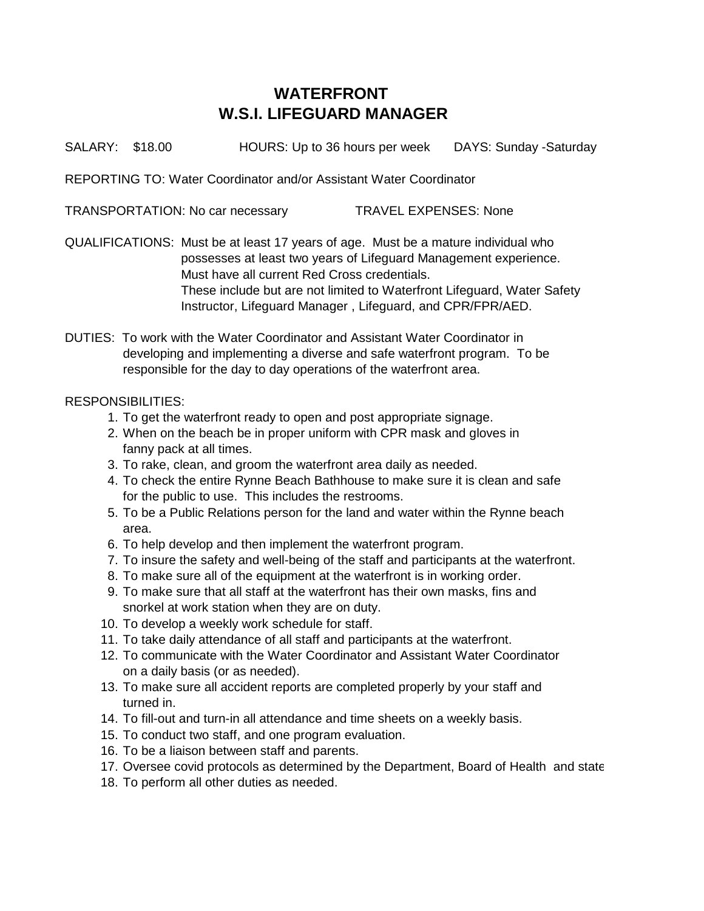# WATERFRONT
# W.S.I. LIFEGUARD MANAGER

SALARY: $18.00 HOURS: Up to 36 hours per week DAYS: Sunday -Saturday

REPORTING TO: Water Coordinator and/or Assistant Water Coordinator

TRANSPORTATION: No car necessary TRAVEL EXPENSES: None

QUALIFICATIONS: Must be at least 17 years of age. Must be a mature individual who possesses at least two years of Lifeguard Management experience. Must have all current Red Cross credentials. These include but are not limited to Waterfront Lifeguard, Water Safety Instructor, Lifeguard Manager , Lifeguard, and CPR/FPR/AED.

DUTIES: To work with the Water Coordinator and Assistant Water Coordinator in developing and implementing a diverse and safe waterfront program. To be responsible for the day to day operations of the waterfront area.

RESPONSIBILITIES:

1. To get the waterfront ready to open and post appropriate signage.
2. When on the beach be in proper uniform with CPR mask and gloves in fanny pack at all times.
3. To rake, clean, and groom the waterfront area daily as needed.
4. To check the entire Rynne Beach Bathhouse to make sure it is clean and safe for the public to use. This includes the restrooms.
5. To be a Public Relations person for the land and water within the Rynne beach area.
6. To help develop and then implement the waterfront program.
7. To insure the safety and well-being of the staff and participants at the waterfront.
8. To make sure all of the equipment at the waterfront is in working order.
9. To make sure that all staff at the waterfront has their own masks, fins and snorkel at work station when they are on duty.
10. To develop a weekly work schedule for staff.
11. To take daily attendance of all staff and participants at the waterfront.
12. To communicate with the Water Coordinator and Assistant Water Coordinator on a daily basis (or as needed).
13. To make sure all accident reports are completed properly by your staff and turned in.
14. To fill-out and turn-in all attendance and time sheets on a weekly basis.
15. To conduct two staff, and one program evaluation.
16. To be a liaison between staff and parents.
17. Oversee covid protocols as determined by the Department, Board of Health and state
18. To perform all other duties as needed.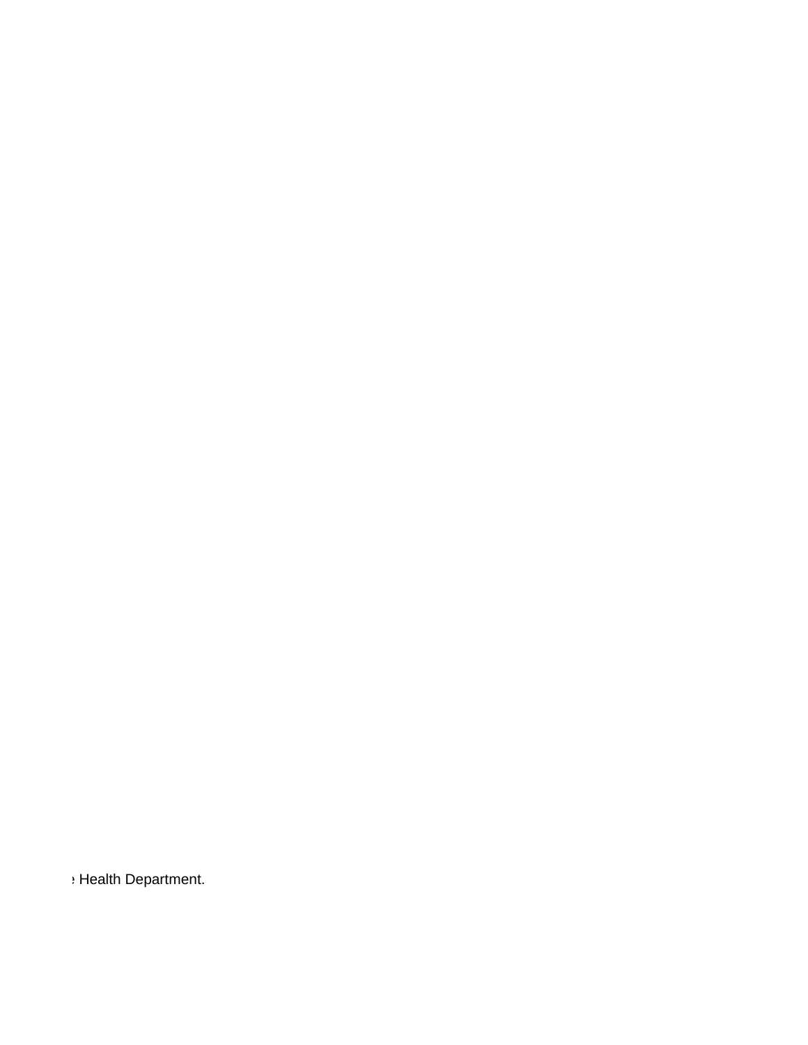e Health Department.